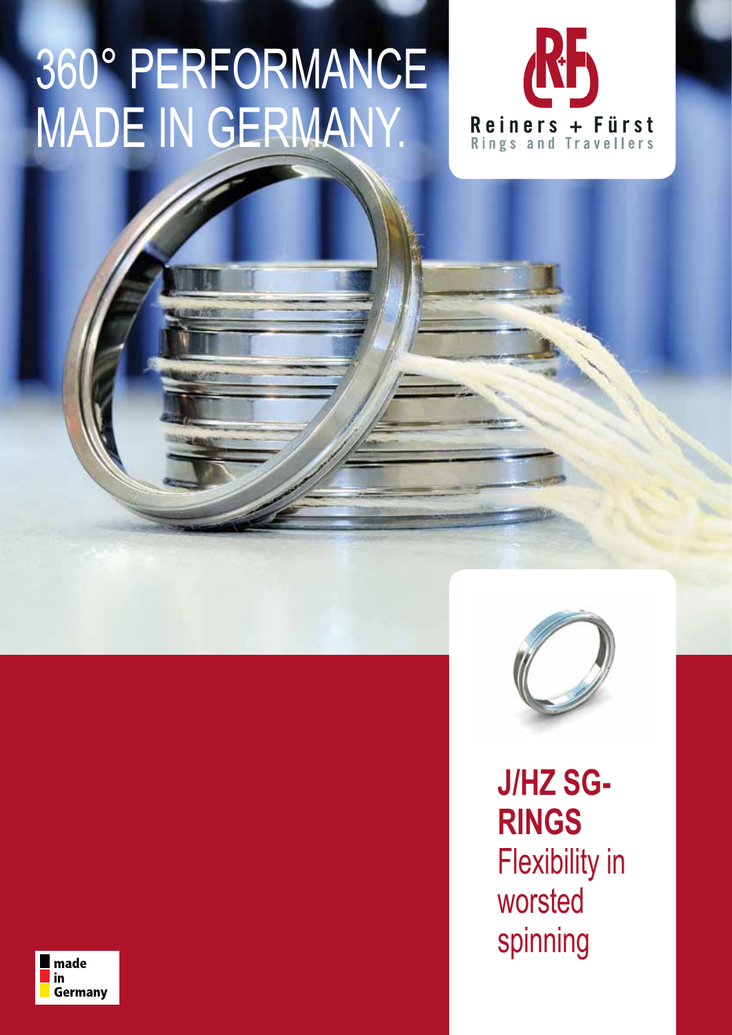# 360° PERFORMANCE MADE IN GERMANY.

Reiners + Fürst
Rings and Travellers

## J/HZ SG-RINGS

Flexibility in worsted spinning

made in Germany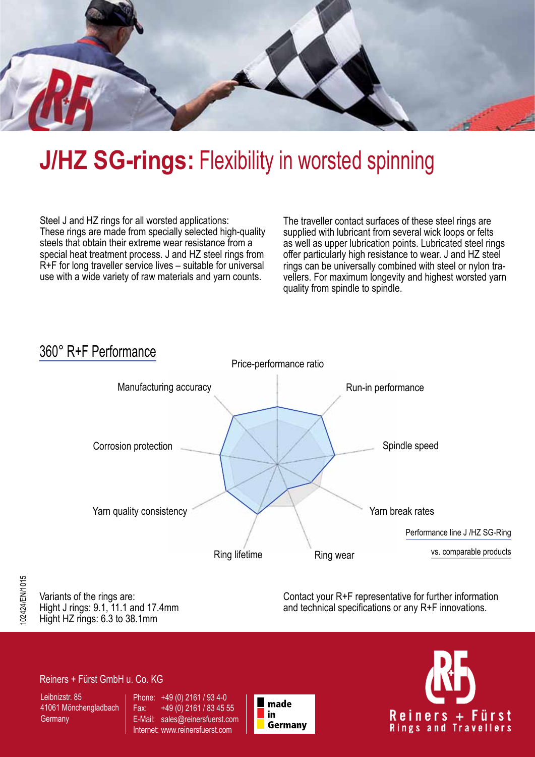# **J/HZ SG-rings:** Flexibility in worsted spinning

Steel J and HZ rings for all worsted applications: These rings are made from specially selected high-quality steels that obtain their extreme wear resistance from a special heat treatment process. J and HZ steel rings from R+F for long traveller service lives – suitable for universal use with a wide variety of raw materials and yarn counts.

The traveller contact surfaces of these steel rings are supplied with lubricant from several wick loops or felts as well as upper lubrication points. Lubricated steel rings offer particularly high resistance to wear. J and HZ steel rings can be universally combined with steel or nylon travellers. For maximum longevity and highest worsted yarn quality from spindle to spindle.

## 360° R+F Performance

Price-performance ratio
Run-in performance
Spindle speed
Yarn break rates
Ring wear
Ring lifetime
Yarn quality consistency
Corrosion protection
Manufacturing accuracy

Performance line J /HZ SG-Ring
vs. comparable products

Variants of the rings are:
Hight J rings: 9.1, 11.1 and 17.4mm
Hight HZ rings: 6.3 to 38.1mm

Contact your R+F representative for further information and technical specifications or any R+F innovations.

10242/EN/1015

Reiners + Fürst GmbH u. Co. KG

Leibnizstr. 85
41061 Mönchengladbach
Germany

Phone: +49 (0) 2161 / 93 4-0
Fax: +49 (0) 2161 / 83 45 55
E-Mail: sales@reinersfuerst.com
Internet: www.reinersfuerst.com

made in Germany

Reiners + Fürst
Rings and Travellers